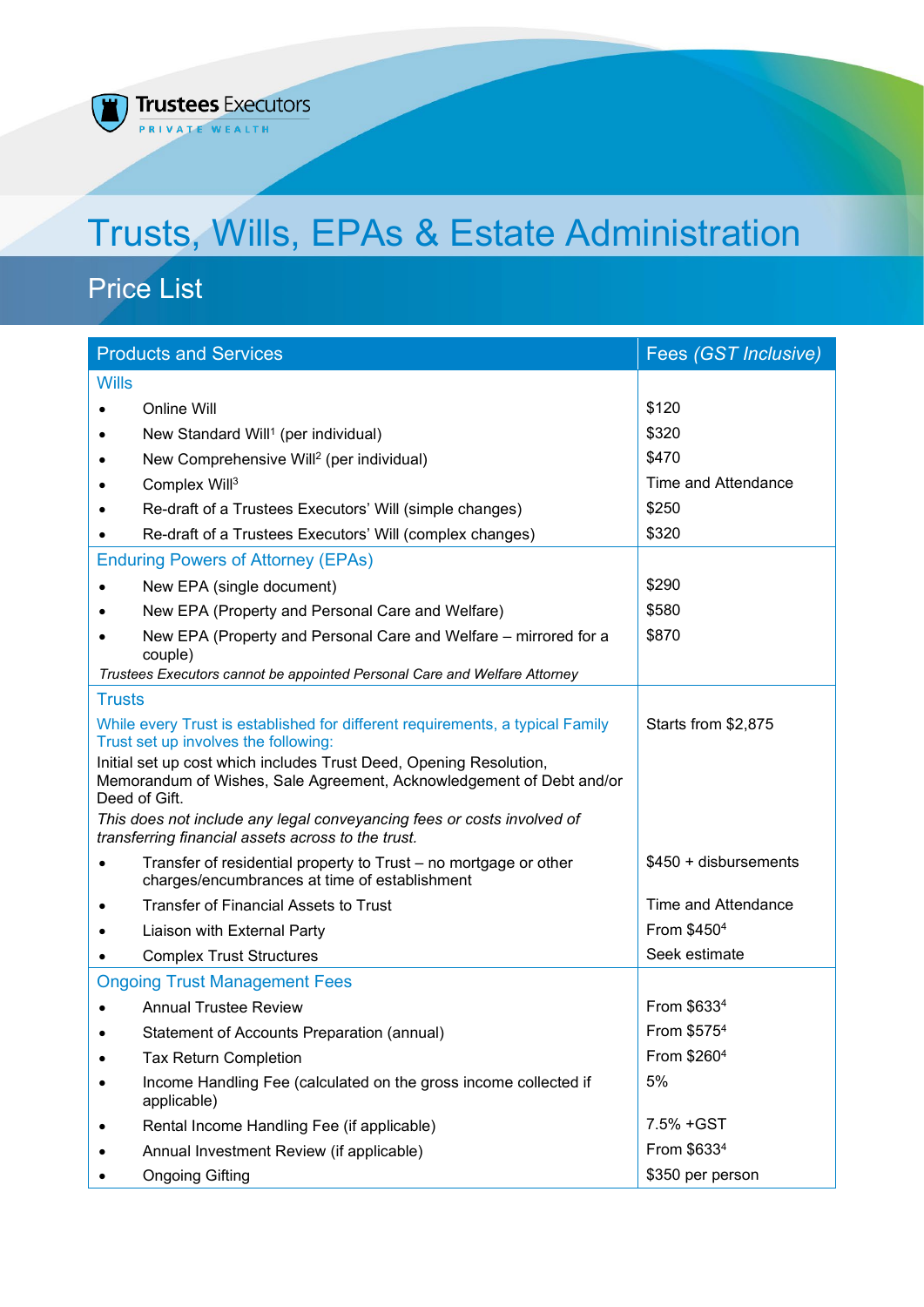Trustees Executors

PRIVATE WEALTH

# Trusts, Wills, EPAs & Estate Administration

## Price List

| Products and Services | Fees *(GST Inclusive)* |
|---|---|
| **Wills** | |
| • Online Will | $120 |
| • New Standard Will[1] (per individual) | $320 |
| • New Comprehensive Will[2] (per individual) | $470 |
| • Complex Will[3] | Time and Attendance |
| • Re-draft of a Trustees Executors' Will (simple changes) | $250 |
| • Re-draft of a Trustees Executors' Will (complex changes) | $320 |
| **Enduring Powers of Attorney (EPAs)** | |
| • New EPA (single document) | $290 |
| • New EPA (Property and Personal Care and Welfare) | $580 |
| • New EPA (Property and Personal Care and Welfare – mirrored for a couple) | $870 |
| *Trustees Executors cannot be appointed Personal Care and Welfare Attorney* | |
| **Trusts** | |
| While every Trust is established for different requirements, a typical Family Trust set up involves the following: Initial set up cost which includes Trust Deed, Opening Resolution, Memorandum of Wishes, Sale Agreement, Acknowledgement of Debt and/or Deed of Gift. *This does not include any legal conveyancing fees or costs involved of transferring financial assets across to the trust.* | Starts from $2,875 |
| • Transfer of residential property to Trust – no mortgage or other charges/encumbrances at time of establishment | $450 + disbursements |
| • Transfer of Financial Assets to Trust | Time and Attendance |
| • Liaison with External Party | From $450[4] |
| • Complex Trust Structures | Seek estimate |
| **Ongoing Trust Management Fees** | |
| • Annual Trustee Review | From $633[4] |
| • Statement of Accounts Preparation (annual) | From $575[4] |
| • Tax Return Completion | From $260[4] |
| • Income Handling Fee (calculated on the gross income collected if applicable) | 5% |
| • Rental Income Handling Fee (if applicable) | 7.5% +GST |
| • Annual Investment Review (if applicable) | From $633[4] |
| • Ongoing Gifting | $350 per person |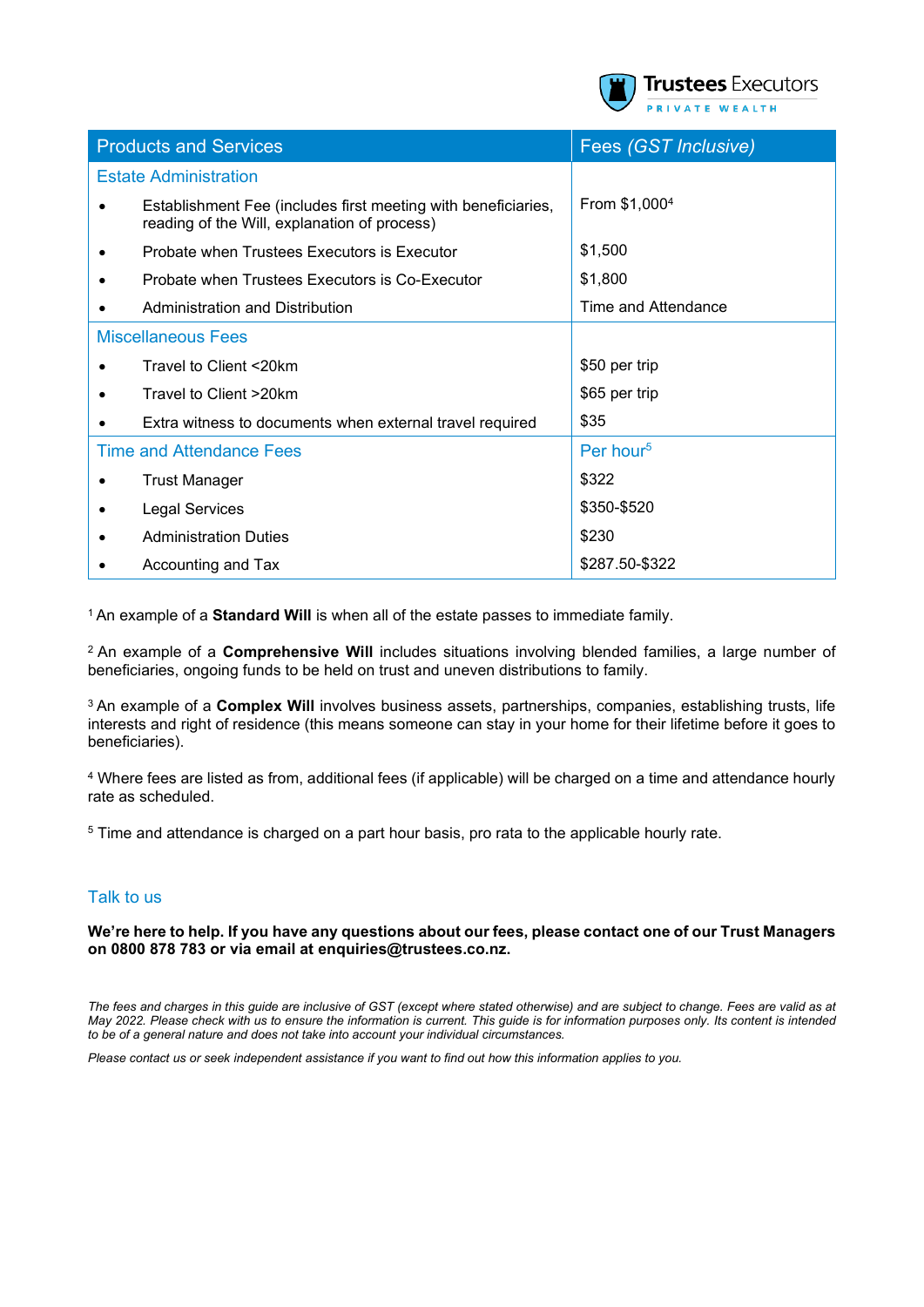| Products and Services | Fees *(GST Inclusive)* |
|---|---|
| **Estate Administration** | |
| • Establishment Fee (includes first meeting with beneficiaries, reading of the Will, explanation of process) | From $1,000[4] |
| • Probate when Trustees Executors is Executor | $1,500 |
| • Probate when Trustees Executors is Co-Executor | $1,800 |
| • Administration and Distribution | Time and Attendance |
| **Miscellaneous Fees** | |
| • Travel to Client <20km | $50 per trip |
| • Travel to Client >20km | $65 per trip |
| • Extra witness to documents when external travel required | $35 |
| **Time and Attendance Fees** | **Per hour[5]** |
| • Trust Manager | $322 |
| • Legal Services | $350-$520 |
| • Administration Duties | $230 |
| • Accounting and Tax | $287.50-$322 |

[1] An example of a **Standard Will** is when all of the estate passes to immediate family.

[2] An example of a **Comprehensive Will** includes situations involving blended families, a large number of beneficiaries, ongoing funds to be held on trust and uneven distributions to family.

[3] An example of a **Complex Will** involves business assets, partnerships, companies, establishing trusts, life interests and right of residence (this means someone can stay in your home for their lifetime before it goes to beneficiaries).

[4] Where fees are listed as from, additional fees (if applicable) will be charged on a time and attendance hourly rate as scheduled.

[5] Time and attendance is charged on a part hour basis, pro rata to the applicable hourly rate.

## Talk to us

**We're here to help. If you have any questions about our fees, please contact one of our Trust Managers on 0800 878 783 or via email at enquiries@trustees.co.nz.**

*The fees and charges in this guide are inclusive of GST (except where stated otherwise) and are subject to change. Fees are valid as at May 2022. Please check with us to ensure the information is current. This guide is for information purposes only. Its content is intended to be of a general nature and does not take into account your individual circumstances.*

*Please contact us or seek independent assistance if you want to find out how this information applies to you.*